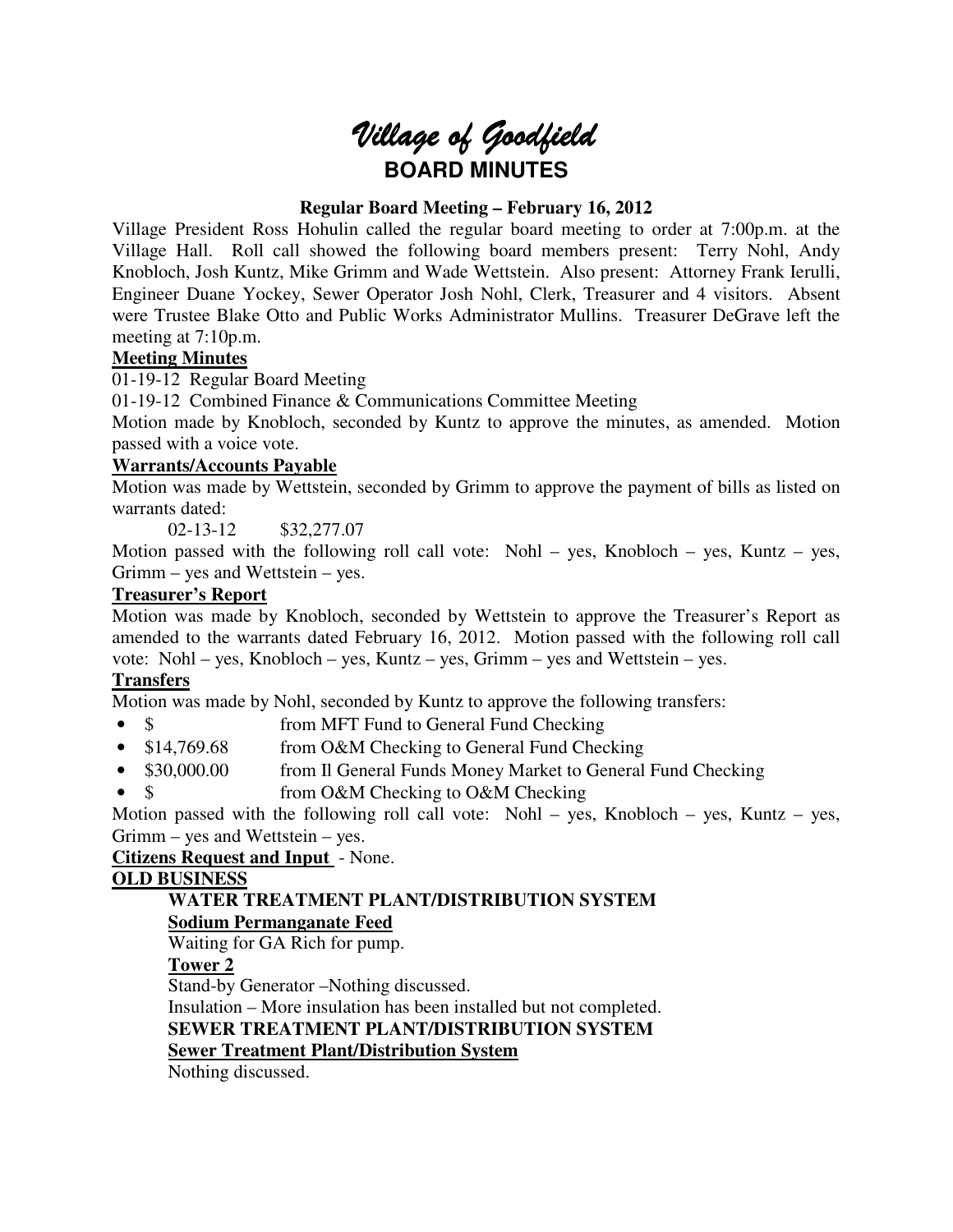# Village of Goodfield

## BOARD MINUTES

**Regular Board Meeting – February 16, 2012**

Village President Ross Hohulin called the regular board meeting to order at 7:00p.m. at the Village Hall. Roll call showed the following board members present: Terry Nohl, Andy Knobloch, Josh Kuntz, Mike Grimm and Wade Wettstein. Also present: Attorney Frank Ierulli, Engineer Duane Yockey, Sewer Operator Josh Nohl, Clerk, Treasurer and 4 visitors. Absent were Trustee Blake Otto and Public Works Administrator Mullins. Treasurer DeGrave left the meeting at 7:10p.m.

**Meeting Minutes**

01-19-12 Regular Board Meeting

01-19-12 Combined Finance & Communications Committee Meeting

Motion made by Knobloch, seconded by Kuntz to approve the minutes, as amended. Motion passed with a voice vote.

**Warrants/Accounts Payable**

Motion was made by Wettstein, seconded by Grimm to approve the payment of bills as listed on warrants dated:

02-13-12 $32,277.07

Motion passed with the following roll call vote: Nohl – yes, Knobloch – yes, Kuntz – yes, Grimm – yes and Wettstein – yes.

**Treasurer's Report**

Motion was made by Knobloch, seconded by Wettstein to approve the Treasurer's Report as amended to the warrants dated February 16, 2012. Motion passed with the following roll call vote: Nohl – yes, Knobloch – yes, Kuntz – yes, Grimm – yes and Wettstein – yes.

**Transfers**

Motion was made by Nohl, seconded by Kuntz to approve the following transfers:

- $ from MFT Fund to General Fund Checking
- $14,769.68 from O&M Checking to General Fund Checking
- $30,000.00 from Il General Funds Money Market to General Fund Checking
- $ from O&M Checking to O&M Checking

Motion passed with the following roll call vote: Nohl – yes, Knobloch – yes, Kuntz – yes, Grimm – yes and Wettstein – yes.

**Citizens Request and Input** - None.

**OLD BUSINESS**

**WATER TREATMENT PLANT/DISTRIBUTION SYSTEM**

**Sodium Permanganate Feed**

Waiting for GA Rich for pump.

**Tower 2**

Stand-by Generator –Nothing discussed.

Insulation – More insulation has been installed but not completed.

**SEWER TREATMENT PLANT/DISTRIBUTION SYSTEM**

**Sewer Treatment Plant/Distribution System**

Nothing discussed.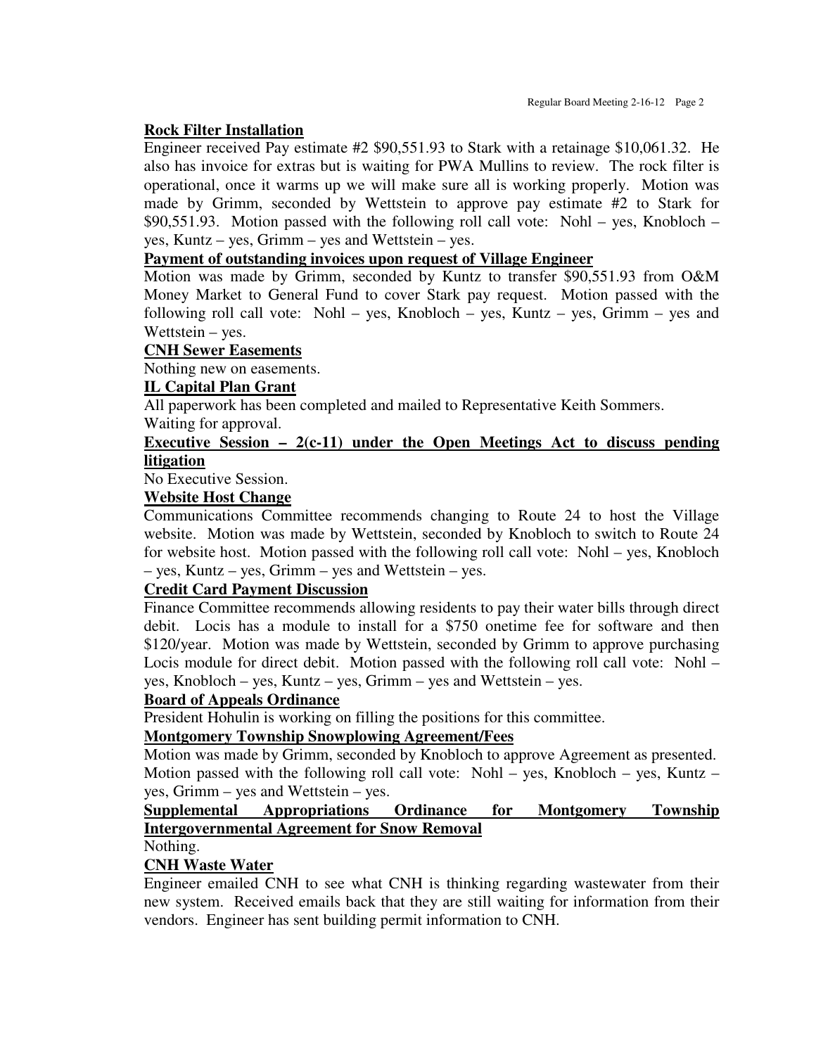**Rock Filter Installation**

Engineer received Pay estimate #2 $90,551.93 to Stark with a retainage $10,061.32. He also has invoice for extras but is waiting for PWA Mullins to review. The rock filter is operational, once it warms up we will make sure all is working properly. Motion was made by Grimm, seconded by Wettstein to approve pay estimate #2 to Stark for $90,551.93. Motion passed with the following roll call vote: Nohl – yes, Knobloch – yes, Kuntz – yes, Grimm – yes and Wettstein – yes.

**Payment of outstanding invoices upon request of Village Engineer**

Motion was made by Grimm, seconded by Kuntz to transfer $90,551.93 from O&M Money Market to General Fund to cover Stark pay request. Motion passed with the following roll call vote: Nohl – yes, Knobloch – yes, Kuntz – yes, Grimm – yes and Wettstein – yes.

**CNH Sewer Easements**

Nothing new on easements.

**IL Capital Plan Grant**

All paperwork has been completed and mailed to Representative Keith Sommers.
Waiting for approval.

**Executive Session – 2(c-11) under the Open Meetings Act to discuss pending litigation**

No Executive Session.

**Website Host Change**

Communications Committee recommends changing to Route 24 to host the Village website. Motion was made by Wettstein, seconded by Knobloch to switch to Route 24 for website host. Motion passed with the following roll call vote: Nohl – yes, Knobloch – yes, Kuntz – yes, Grimm – yes and Wettstein – yes.

**Credit Card Payment Discussion**

Finance Committee recommends allowing residents to pay their water bills through direct debit. Locis has a module to install for a $750 onetime fee for software and then $120/year. Motion was made by Wettstein, seconded by Grimm to approve purchasing Locis module for direct debit. Motion passed with the following roll call vote: Nohl – yes, Knobloch – yes, Kuntz – yes, Grimm – yes and Wettstein – yes.

**Board of Appeals Ordinance**

President Hohulin is working on filling the positions for this committee.

**Montgomery Township Snowplowing Agreement/Fees**

Motion was made by Grimm, seconded by Knobloch to approve Agreement as presented. Motion passed with the following roll call vote: Nohl – yes, Knobloch – yes, Kuntz – yes, Grimm – yes and Wettstein – yes.

**Supplemental Appropriations Ordinance for Montgomery Township Intergovernmental Agreement for Snow Removal**

Nothing.

**CNH Waste Water**

Engineer emailed CNH to see what CNH is thinking regarding wastewater from their new system. Received emails back that they are still waiting for information from their vendors. Engineer has sent building permit information to CNH.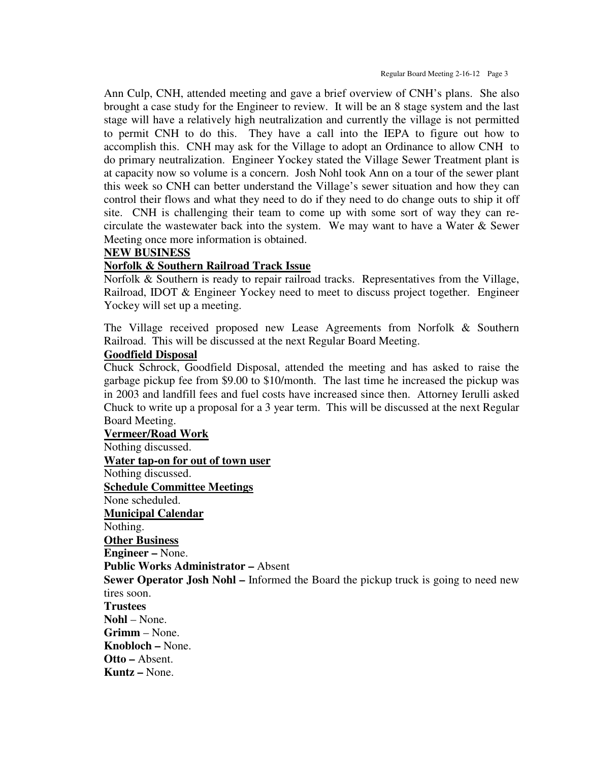Ann Culp, CNH, attended meeting and gave a brief overview of CNH's plans. She also brought a case study for the Engineer to review. It will be an 8 stage system and the last stage will have a relatively high neutralization and currently the village is not permitted to permit CNH to do this. They have a call into the IEPA to figure out how to accomplish this. CNH may ask for the Village to adopt an Ordinance to allow CNH to do primary neutralization. Engineer Yockey stated the Village Sewer Treatment plant is at capacity now so volume is a concern. Josh Nohl took Ann on a tour of the sewer plant this week so CNH can better understand the Village's sewer situation and how they can control their flows and what they need to do if they need to do change outs to ship it off site. CNH is challenging their team to come up with some sort of way they can re-circulate the wastewater back into the system. We may want to have a Water & Sewer Meeting once more information is obtained.

**NEW BUSINESS**

**Norfolk & Southern Railroad Track Issue**

Norfolk & Southern is ready to repair railroad tracks. Representatives from the Village, Railroad, IDOT & Engineer Yockey need to meet to discuss project together. Engineer Yockey will set up a meeting.

The Village received proposed new Lease Agreements from Norfolk & Southern Railroad. This will be discussed at the next Regular Board Meeting.

**Goodfield Disposal**

Chuck Schrock, Goodfield Disposal, attended the meeting and has asked to raise the garbage pickup fee from $9.00 to $10/month. The last time he increased the pickup was in 2003 and landfill fees and fuel costs have increased since then. Attorney Ierulli asked Chuck to write up a proposal for a 3 year term. This will be discussed at the next Regular Board Meeting.

**Vermeer/Road Work**

Nothing discussed.

**Water tap-on for out of town user**

Nothing discussed.

**Schedule Committee Meetings**

None scheduled.

**Municipal Calendar**

Nothing.

**Other Business**

**Engineer –** None.

**Public Works Administrator –** Absent

**Sewer Operator Josh Nohl –** Informed the Board the pickup truck is going to need new tires soon.

**Trustees**

**Nohl** – None.

**Grimm** – None.

**Knobloch –** None.

**Otto –** Absent.

**Kuntz –** None.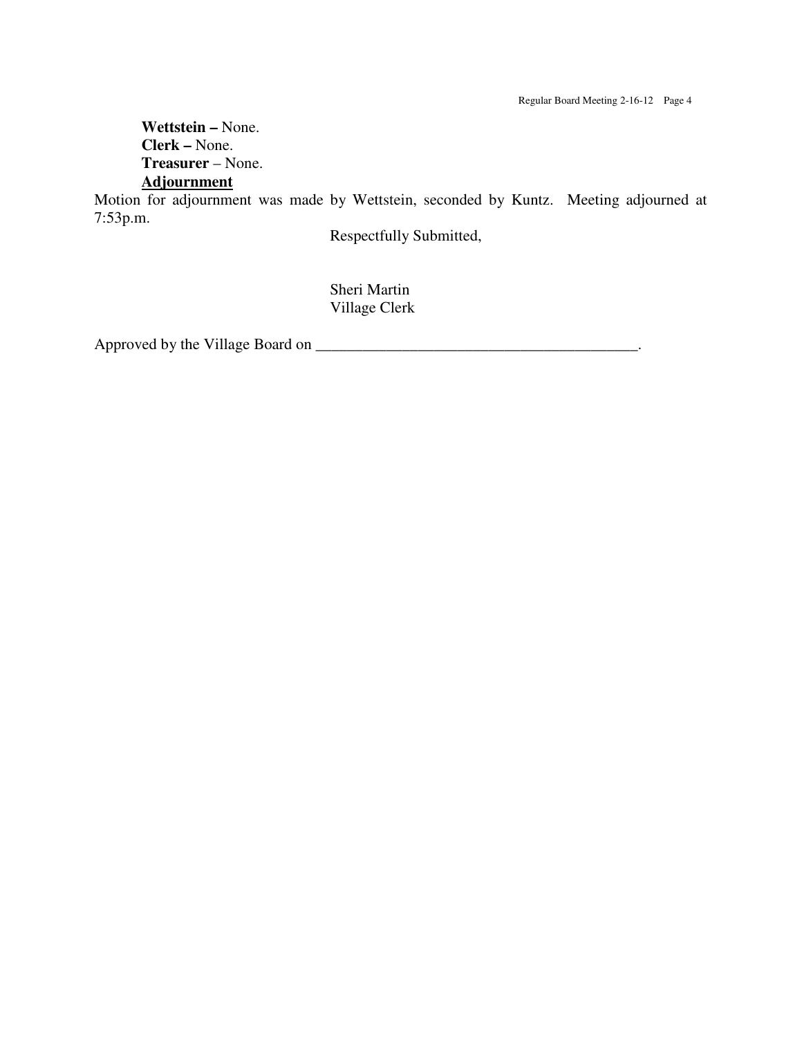**Wettstein –** None.
**Clerk –** None.
**Treasurer** – None.

**Adjournment**

Motion for adjournment was made by Wettstein, seconded by Kuntz. Meeting adjourned at 7:53p.m.

Respectfully Submitted,

Sheri Martin
Village Clerk

Approved by the Village Board on __________________________________________.